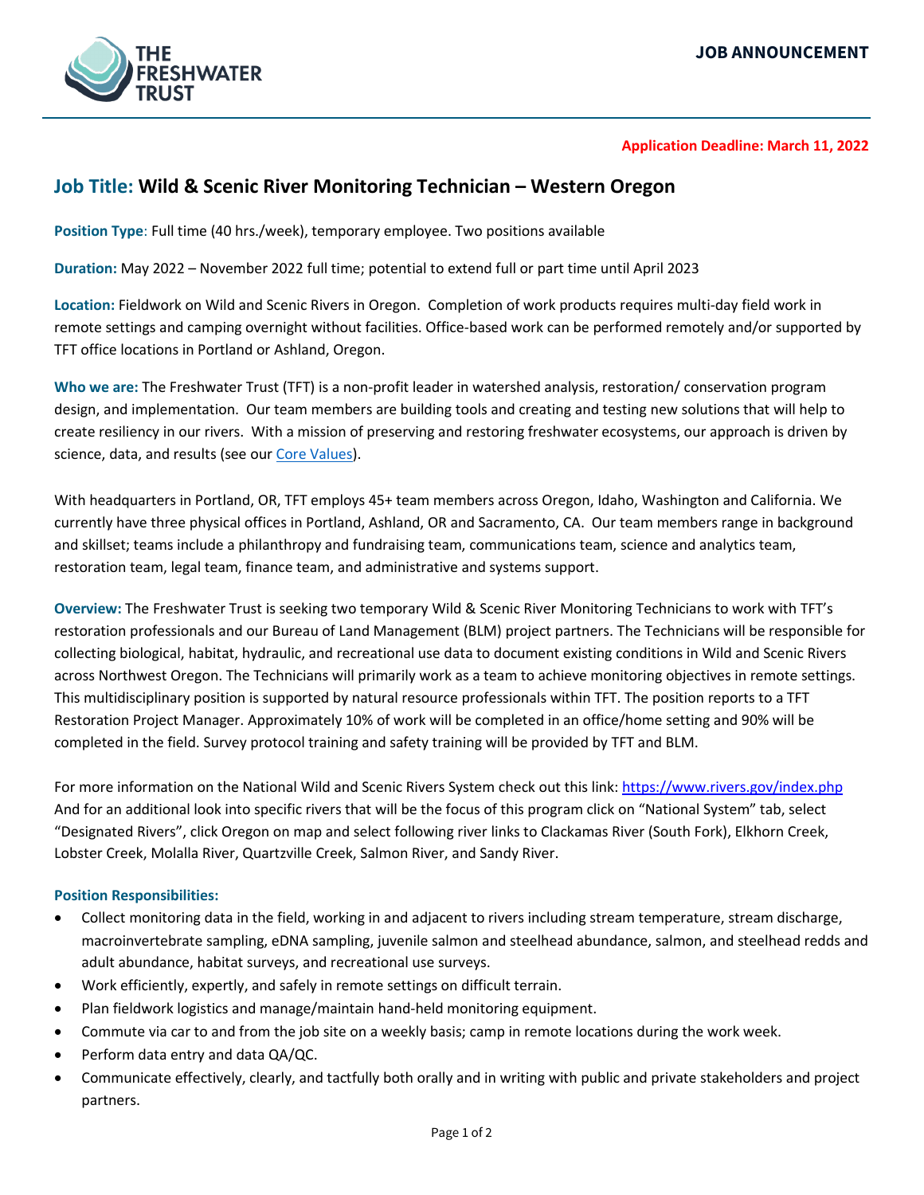THE FRESHWATER TRUST

**JOB ANNOUNCEMENT**

**Application Deadline: March 11, 2022**

## Job Title: Wild & Scenic River Monitoring Technician – Western Oregon

**Position Type**: Full time (40 hrs./week), temporary employee. Two positions available

**Duration:** May 2022 – November 2022 full time; potential to extend full or part time until April 2023

**Location:** Fieldwork on Wild and Scenic Rivers in Oregon. Completion of work products requires multi-day field work in remote settings and camping overnight without facilities. Office-based work can be performed remotely and/or supported by TFT office locations in Portland or Ashland, Oregon.

**Who we are:** The Freshwater Trust (TFT) is a non-profit leader in watershed analysis, restoration/ conservation program design, and implementation. Our team members are building tools and creating and testing new solutions that will help to create resiliency in our rivers. With a mission of preserving and restoring freshwater ecosystems, our approach is driven by science, data, and results (see our Core Values).

With headquarters in Portland, OR, TFT employs 45+ team members across Oregon, Idaho, Washington and California. We currently have three physical offices in Portland, Ashland, OR and Sacramento, CA. Our team members range in background and skillset; teams include a philanthropy and fundraising team, communications team, science and analytics team, restoration team, legal team, finance team, and administrative and systems support.

**Overview:** The Freshwater Trust is seeking two temporary Wild & Scenic River Monitoring Technicians to work with TFT's restoration professionals and our Bureau of Land Management (BLM) project partners. The Technicians will be responsible for collecting biological, habitat, hydraulic, and recreational use data to document existing conditions in Wild and Scenic Rivers across Northwest Oregon. The Technicians will primarily work as a team to achieve monitoring objectives in remote settings. This multidisciplinary position is supported by natural resource professionals within TFT. The position reports to a TFT Restoration Project Manager. Approximately 10% of work will be completed in an office/home setting and 90% will be completed in the field. Survey protocol training and safety training will be provided by TFT and BLM.

For more information on the National Wild and Scenic Rivers System check out this link: https://www.rivers.gov/index.php And for an additional look into specific rivers that will be the focus of this program click on "National System" tab, select "Designated Rivers", click Oregon on map and select following river links to Clackamas River (South Fork), Elkhorn Creek, Lobster Creek, Molalla River, Quartzville Creek, Salmon River, and Sandy River.

### Position Responsibilities:

- Collect monitoring data in the field, working in and adjacent to rivers including stream temperature, stream discharge, macroinvertebrate sampling, eDNA sampling, juvenile salmon and steelhead abundance, salmon, and steelhead redds and adult abundance, habitat surveys, and recreational use surveys.
- Work efficiently, expertly, and safely in remote settings on difficult terrain.
- Plan fieldwork logistics and manage/maintain hand-held monitoring equipment.
- Commute via car to and from the job site on a weekly basis; camp in remote locations during the work week.
- Perform data entry and data QA/QC.
- Communicate effectively, clearly, and tactfully both orally and in writing with public and private stakeholders and project partners.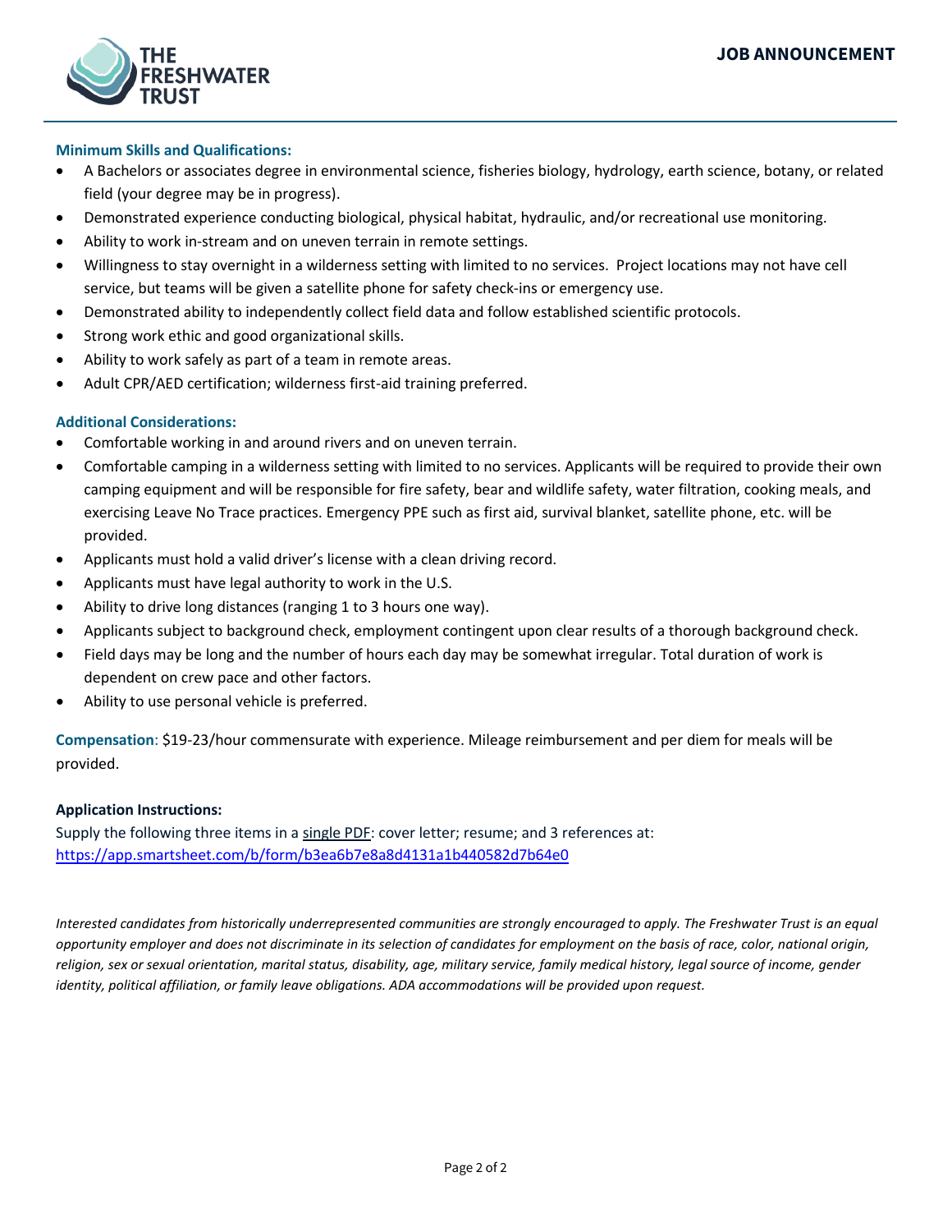### Minimum Skills and Qualifications:

- A Bachelors or associates degree in environmental science, fisheries biology, hydrology, earth science, botany, or related field (your degree may be in progress).
- Demonstrated experience conducting biological, physical habitat, hydraulic, and/or recreational use monitoring.
- Ability to work in-stream and on uneven terrain in remote settings.
- Willingness to stay overnight in a wilderness setting with limited to no services. Project locations may not have cell service, but teams will be given a satellite phone for safety check-ins or emergency use.
- Demonstrated ability to independently collect field data and follow established scientific protocols.
- Strong work ethic and good organizational skills.
- Ability to work safely as part of a team in remote areas.
- Adult CPR/AED certification; wilderness first-aid training preferred.

### Additional Considerations:

- Comfortable working in and around rivers and on uneven terrain.
- Comfortable camping in a wilderness setting with limited to no services. Applicants will be required to provide their own camping equipment and will be responsible for fire safety, bear and wildlife safety, water filtration, cooking meals, and exercising Leave No Trace practices. Emergency PPE such as first aid, survival blanket, satellite phone, etc. will be provided.
- Applicants must hold a valid driver's license with a clean driving record.
- Applicants must have legal authority to work in the U.S.
- Ability to drive long distances (ranging 1 to 3 hours one way).
- Applicants subject to background check, employment contingent upon clear results of a thorough background check.
- Field days may be long and the number of hours each day may be somewhat irregular. Total duration of work is dependent on crew pace and other factors.
- Ability to use personal vehicle is preferred.

**Compensation**: $19-23/hour commensurate with experience. Mileage reimbursement and per diem for meals will be provided.

**Application Instructions:**

Supply the following three items in a single PDF: cover letter; resume; and 3 references at: https://app.smartsheet.com/b/form/b3ea6b7e8a8d4131a1b440582d7b64e0

*Interested candidates from historically underrepresented communities are strongly encouraged to apply. The Freshwater Trust is an equal opportunity employer and does not discriminate in its selection of candidates for employment on the basis of race, color, national origin, religion, sex or sexual orientation, marital status, disability, age, military service, family medical history, legal source of income, gender identity, political affiliation, or family leave obligations. ADA accommodations will be provided upon request.*